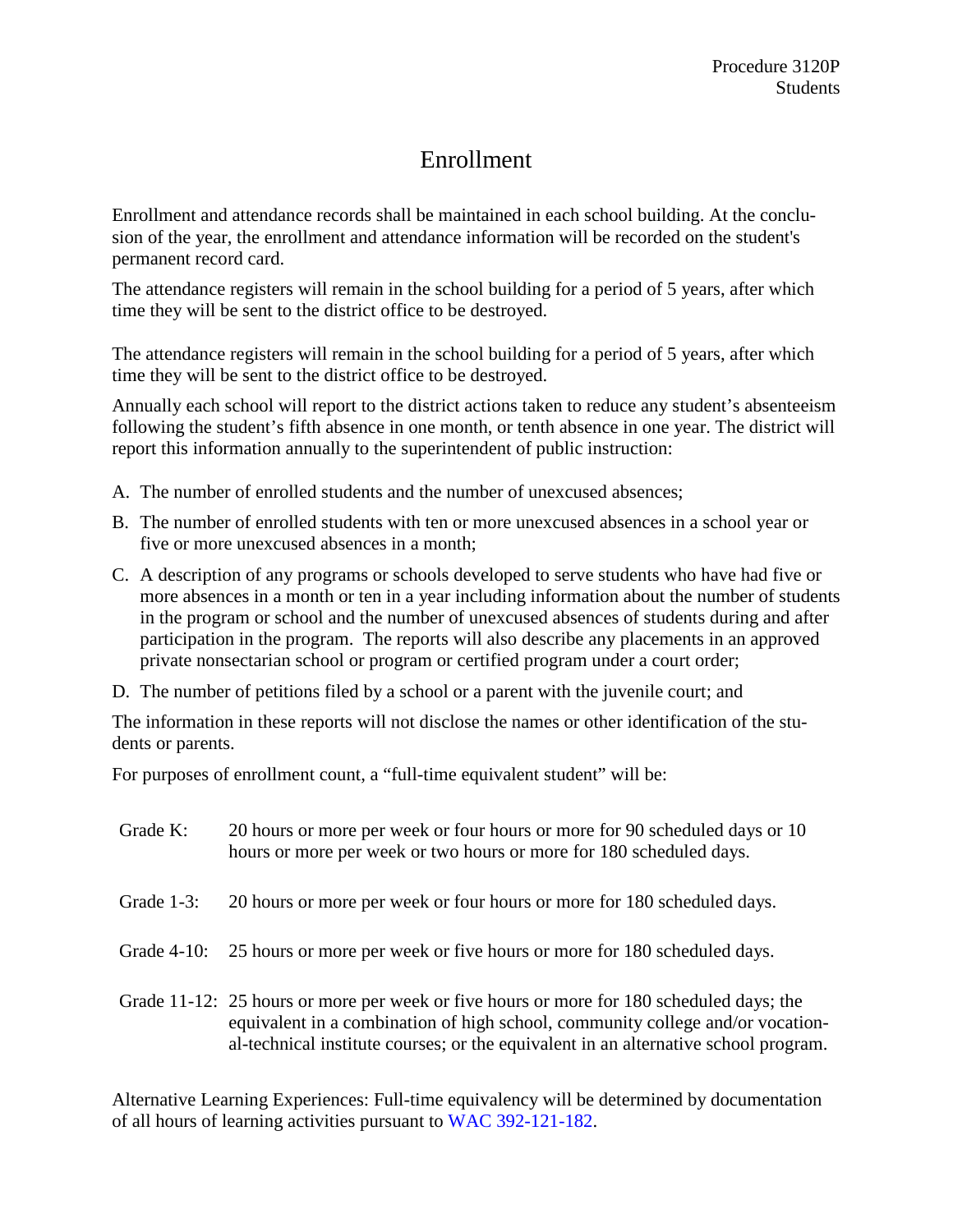Procedure 3120P
Students

# Enrollment

Enrollment and attendance records shall be maintained in each school building. At the conclusion of the year, the enrollment and attendance information will be recorded on the student's permanent record card.

The attendance registers will remain in the school building for a period of 5 years, after which time they will be sent to the district office to be destroyed.

The attendance registers will remain in the school building for a period of 5 years, after which time they will be sent to the district office to be destroyed.

Annually each school will report to the district actions taken to reduce any student's absenteeism following the student's fifth absence in one month, or tenth absence in one year. The district will report this information annually to the superintendent of public instruction:

A. The number of enrolled students and the number of unexcused absences;
B. The number of enrolled students with ten or more unexcused absences in a school year or five or more unexcused absences in a month;
C. A description of any programs or schools developed to serve students who have had five or more absences in a month or ten in a year including information about the number of students in the program or school and the number of unexcused absences of students during and after participation in the program. The reports will also describe any placements in an approved private nonsectarian school or program or certified program under a court order;
D. The number of petitions filed by a school or a parent with the juvenile court; and

The information in these reports will not disclose the names or other identification of the students or parents.

For purposes of enrollment count, a "full-time equivalent student" will be:

| | |
|---|---|
| Grade K: | 20 hours or more per week or four hours or more for 90 scheduled days or 10 hours or more per week or two hours or more for 180 scheduled days. |
| Grade 1-3: | 20 hours or more per week or four hours or more for 180 scheduled days. |
| Grade 4-10: | 25 hours or more per week or five hours or more for 180 scheduled days. |
| Grade 11-12: | 25 hours or more per week or five hours or more for 180 scheduled days; the equivalent in a combination of high school, community college and/or vocational-technical institute courses; or the equivalent in an alternative school program. |

Alternative Learning Experiences: Full-time equivalency will be determined by documentation of all hours of learning activities pursuant to WAC 392-121-182.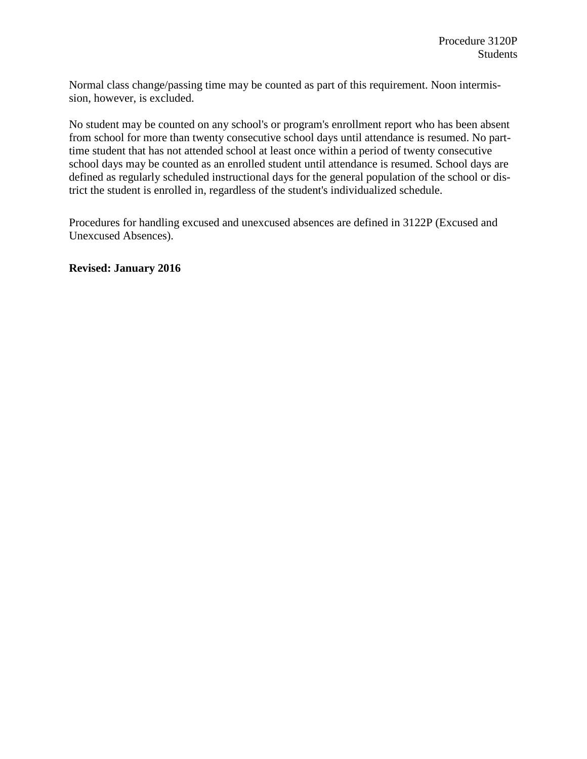Normal class change/passing time may be counted as part of this requirement. Noon intermission, however, is excluded.

No student may be counted on any school's or program's enrollment report who has been absent from school for more than twenty consecutive school days until attendance is resumed. No part-time student that has not attended school at least once within a period of twenty consecutive school days may be counted as an enrolled student until attendance is resumed. School days are defined as regularly scheduled instructional days for the general population of the school or district the student is enrolled in, regardless of the student's individualized schedule.

Procedures for handling excused and unexcused absences are defined in 3122P (Excused and Unexcused Absences).

**Revised: January 2016**